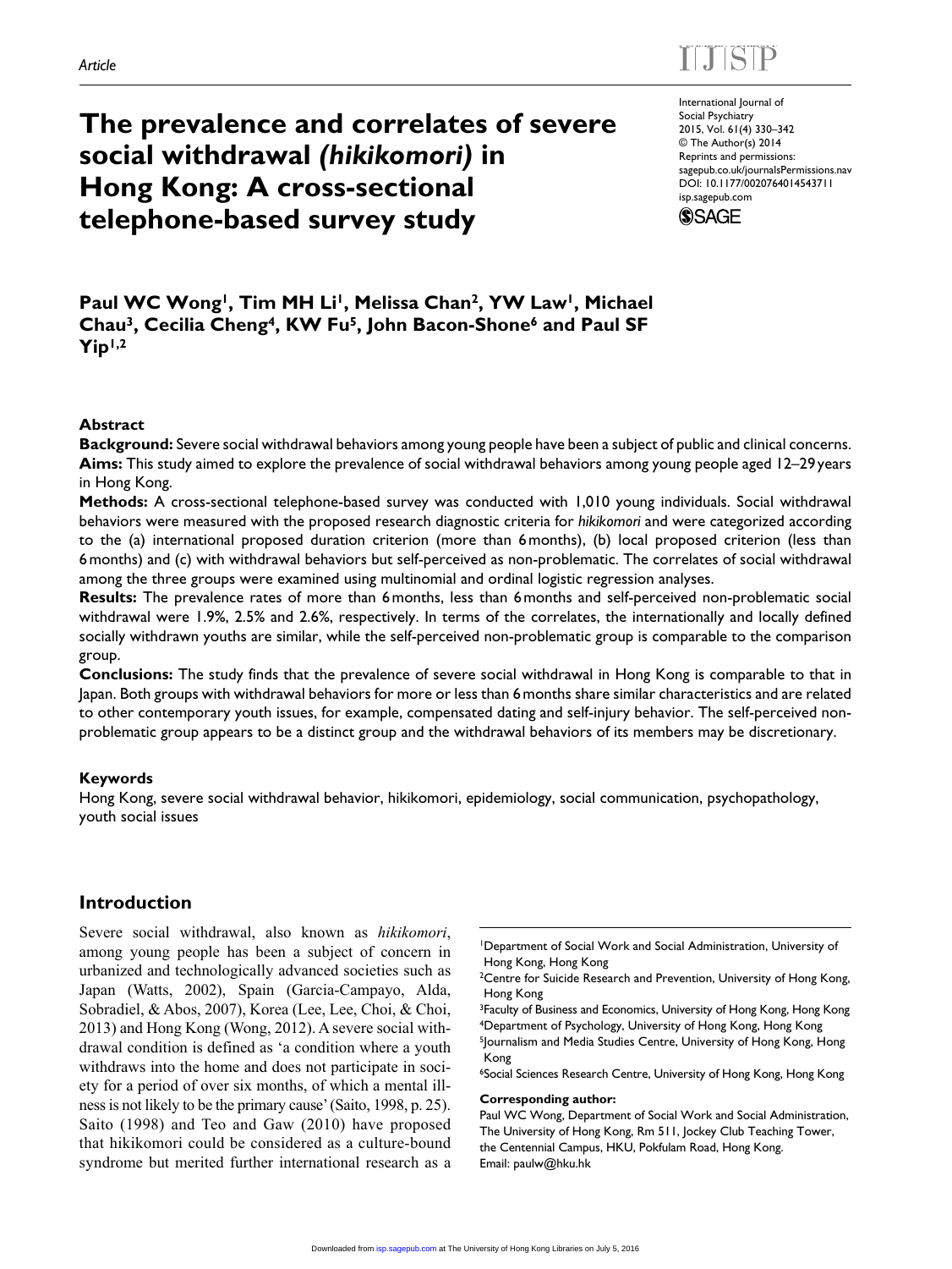Article

# The prevalence and correlates of severe social withdrawal *(hikikomori)* in Hong Kong: A cross-sectional telephone-based survey study

**Paul WC Wong[1], Tim MH Li[1], Melissa Chan[2], YW Law[1], Michael Chau[3], Cecilia Cheng[4], KW Fu[5], John Bacon-Shone[6] and Paul SF Yip[1,2]**

### Abstract

**Background:** Severe social withdrawal behaviors among young people have been a subject of public and clinical concerns.

**Aims:** This study aimed to explore the prevalence of social withdrawal behaviors among young people aged 12–29 years in Hong Kong.

**Methods:** A cross-sectional telephone-based survey was conducted with 1,010 young individuals. Social withdrawal behaviors were measured with the proposed research diagnostic criteria for *hikikomori* and were categorized according to the (a) international proposed duration criterion (more than 6 months), (b) local proposed criterion (less than 6 months) and (c) with withdrawal behaviors but self-perceived as non-problematic. The correlates of social withdrawal among the three groups were examined using multinomial and ordinal logistic regression analyses.

**Results:** The prevalence rates of more than 6 months, less than 6 months and self-perceived non-problematic social withdrawal were 1.9%, 2.5% and 2.6%, respectively. In terms of the correlates, the internationally and locally defined socially withdrawn youths are similar, while the self-perceived non-problematic group is comparable to the comparison group.

**Conclusions:** The study finds that the prevalence of severe social withdrawal in Hong Kong is comparable to that in Japan. Both groups with withdrawal behaviors for more or less than 6 months share similar characteristics and are related to other contemporary youth issues, for example, compensated dating and self-injury behavior. The self-perceived non-problematic group appears to be a distinct group and the withdrawal behaviors of its members may be discretionary.

### Keywords

Hong Kong, severe social withdrawal behavior, hikikomori, epidemiology, social communication, psychopathology, youth social issues

## Introduction

Severe social withdrawal, also known as *hikikomori*, among young people has been a subject of concern in urbanized and technologically advanced societies such as Japan (Watts, 2002), Spain (Garcia-Campayo, Alda, Sobradiel, & Abos, 2007), Korea (Lee, Lee, Choi, & Choi, 2013) and Hong Kong (Wong, 2012). A severe social withdrawal condition is defined as 'a condition where a youth withdraws into the home and does not participate in society for a period of over six months, of which a mental illness is not likely to be the primary cause' (Saito, 1998, p. 25). Saito (1998) and Teo and Gaw (2010) have proposed that hikikomori could be considered as a culture-bound syndrome but merited further international research as a

[1]Department of Social Work and Social Administration, University of Hong Kong, Hong Kong
[2]Centre for Suicide Research and Prevention, University of Hong Kong, Hong Kong
[3]Faculty of Business and Economics, University of Hong Kong, Hong Kong
[4]Department of Psychology, University of Hong Kong, Hong Kong
[5]Journalism and Media Studies Centre, University of Hong Kong, Hong Kong
[6]Social Sciences Research Centre, University of Hong Kong, Hong Kong

**Corresponding author:**
Paul WC Wong, Department of Social Work and Social Administration, The University of Hong Kong, Rm 511, Jockey Club Teaching Tower, the Centennial Campus, HKU, Pokfulam Road, Hong Kong.
Email: paulw@hku.hk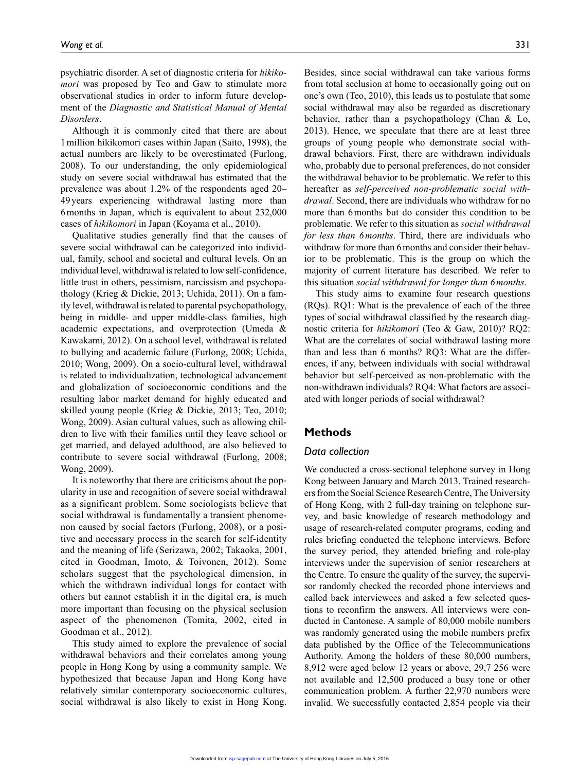psychiatric disorder. A set of diagnostic criteria for *hikikomori* was proposed by Teo and Gaw to stimulate more observational studies in order to inform future development of the *Diagnostic and Statistical Manual of Mental Disorders*.

Although it is commonly cited that there are about 1 million hikikomori cases within Japan (Saito, 1998), the actual numbers are likely to be overestimated (Furlong, 2008). To our understanding, the only epidemiological study on severe social withdrawal has estimated that the prevalence was about 1.2% of the respondents aged 20–49 years experiencing withdrawal lasting more than 6 months in Japan, which is equivalent to about 232,000 cases of *hikikomori* in Japan (Koyama et al., 2010).

Qualitative studies generally find that the causes of severe social withdrawal can be categorized into individual, family, school and societal and cultural levels. On an individual level, withdrawal is related to low self-confidence, little trust in others, pessimism, narcissism and psychopathology (Krieg & Dickie, 2013; Uchida, 2011). On a family level, withdrawal is related to parental psychopathology, being in middle- and upper middle-class families, high academic expectations, and overprotection (Umeda & Kawakami, 2012). On a school level, withdrawal is related to bullying and academic failure (Furlong, 2008; Uchida, 2010; Wong, 2009). On a socio-cultural level, withdrawal is related to individualization, technological advancement and globalization of socioeconomic conditions and the resulting labor market demand for highly educated and skilled young people (Krieg & Dickie, 2013; Teo, 2010; Wong, 2009). Asian cultural values, such as allowing children to live with their families until they leave school or get married, and delayed adulthood, are also believed to contribute to severe social withdrawal (Furlong, 2008; Wong, 2009).

It is noteworthy that there are criticisms about the popularity in use and recognition of severe social withdrawal as a significant problem. Some sociologists believe that social withdrawal is fundamentally a transient phenomenon caused by social factors (Furlong, 2008), or a positive and necessary process in the search for self-identity and the meaning of life (Serizawa, 2002; Takaoka, 2001, cited in Goodman, Imoto, & Toivonen, 2012). Some scholars suggest that the psychological dimension, in which the withdrawn individual longs for contact with others but cannot establish it in the digital era, is much more important than focusing on the physical seclusion aspect of the phenomenon (Tomita, 2002, cited in Goodman et al., 2012).

This study aimed to explore the prevalence of social withdrawal behaviors and their correlates among young people in Hong Kong by using a community sample. We hypothesized that because Japan and Hong Kong have relatively similar contemporary socioeconomic cultures, social withdrawal is also likely to exist in Hong Kong. Besides, since social withdrawal can take various forms from total seclusion at home to occasionally going out on one's own (Teo, 2010), this leads us to postulate that some social withdrawal may also be regarded as discretionary behavior, rather than a psychopathology (Chan & Lo, 2013). Hence, we speculate that there are at least three groups of young people who demonstrate social withdrawal behaviors. First, there are withdrawn individuals who, probably due to personal preferences, do not consider the withdrawal behavior to be problematic. We refer to this hereafter as *self-perceived non-problematic social withdrawal*. Second, there are individuals who withdraw for no more than 6 months but do consider this condition to be problematic. We refer to this situation as *social withdrawal for less than 6 months*. Third, there are individuals who withdraw for more than 6 months and consider their behavior to be problematic. This is the group on which the majority of current literature has described. We refer to this situation *social withdrawal for longer than 6 months*.

This study aims to examine four research questions (RQs). RQ1: What is the prevalence of each of the three types of social withdrawal classified by the research diagnostic criteria for *hikikomori* (Teo & Gaw, 2010)? RQ2: What are the correlates of social withdrawal lasting more than and less than 6 months? RQ3: What are the differences, if any, between individuals with social withdrawal behavior but self-perceived as non-problematic with the non-withdrawn individuals? RQ4: What factors are associated with longer periods of social withdrawal?

## Methods

### Data collection

We conducted a cross-sectional telephone survey in Hong Kong between January and March 2013. Trained researchers from the Social Science Research Centre, The University of Hong Kong, with 2 full-day training on telephone survey, and basic knowledge of research methodology and usage of research-related computer programs, coding and rules briefing conducted the telephone interviews. Before the survey period, they attended briefing and role-play interviews under the supervision of senior researchers at the Centre. To ensure the quality of the survey, the supervisor randomly checked the recorded phone interviews and called back interviewees and asked a few selected questions to reconfirm the answers. All interviews were conducted in Cantonese. A sample of 80,000 mobile numbers was randomly generated using the mobile numbers prefix data published by the Office of the Telecommunications Authority. Among the holders of these 80,000 numbers, 8,912 were aged below 12 years or above, 29,7 256 were not available and 12,500 produced a busy tone or other communication problem. A further 22,970 numbers were invalid. We successfully contacted 2,854 people via their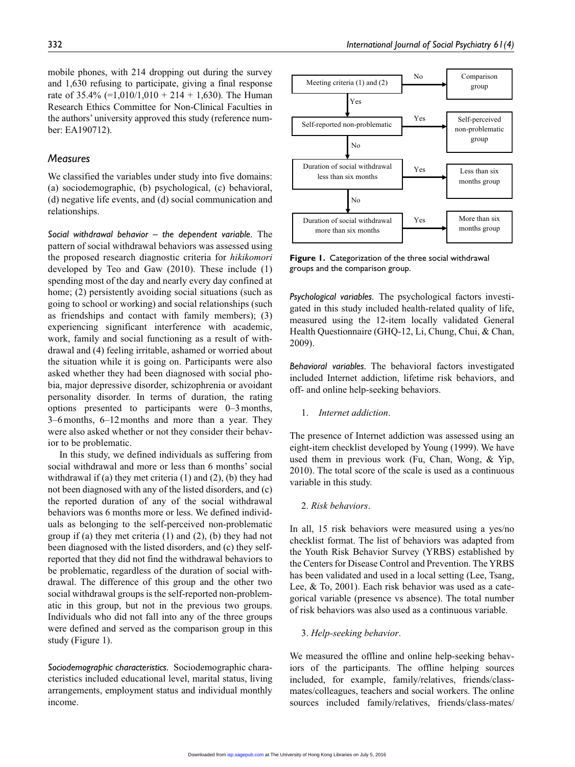mobile phones, with 214 dropping out during the survey and 1,630 refusing to participate, giving a final response rate of 35.4% (=1,010/1,010 + 214 + 1,630). The Human Research Ethics Committee for Non-Clinical Faculties in the authors' university approved this study (reference number: EA190712).

## Measures

We classified the variables under study into five domains: (a) sociodemographic, (b) psychological, (c) behavioral, (d) negative life events, and (d) social communication and relationships.

*Social withdrawal behavior – the dependent variable.* The pattern of social withdrawal behaviors was assessed using the proposed research diagnostic criteria for *hikikomori* developed by Teo and Gaw (2010). These include (1) spending most of the day and nearly every day confined at home; (2) persistently avoiding social situations (such as going to school or working) and social relationships (such as friendships and contact with family members); (3) experiencing significant interference with academic, work, family and social functioning as a result of withdrawal and (4) feeling irritable, ashamed or worried about the situation while it is going on. Participants were also asked whether they had been diagnosed with social phobia, major depressive disorder, schizophrenia or avoidant personality disorder. In terms of duration, the rating options presented to participants were 0–3 months, 3–6 months, 6–12 months and more than a year. They were also asked whether or not they consider their behavior to be problematic.

In this study, we defined individuals as suffering from social withdrawal and more or less than 6 months' social withdrawal if (a) they met criteria (1) and (2), (b) they had not been diagnosed with any of the listed disorders, and (c) the reported duration of any of the social withdrawal behaviors was 6 months more or less. We defined individuals as belonging to the self-perceived non-problematic group if (a) they met criteria (1) and (2), (b) they had not been diagnosed with the listed disorders, and (c) they self-reported that they did not find the withdrawal behaviors to be problematic, regardless of the duration of social withdrawal. The difference of this group and the other two social withdrawal groups is the self-reported non-problematic in this group, but not in the previous two groups. Individuals who did not fall into any of the three groups were defined and served as the comparison group in this study (Figure 1).

*Sociodemographic characteristics.* Sociodemographic characteristics included educational level, marital status, living arrangements, employment status and individual monthly income.

- Meeting criteria (1) and (2) → No → Comparison group
- Yes → Self-reported non-problematic → Yes → Self-perceived non-problematic group
- No → Duration of social withdrawal less than six months → Yes → Less than six months group
- No → Duration of social withdrawal more than six months → Yes → More than six months group

**Figure 1.** Categorization of the three social withdrawal groups and the comparison group.

*Psychological variables.* The psychological factors investigated in this study included health-related quality of life, measured using the 12-item locally validated General Health Questionnaire (GHQ-12, Li, Chung, Chui, & Chan, 2009).

*Behavioral variables.* The behavioral factors investigated included Internet addiction, lifetime risk behaviors, and off- and online help-seeking behaviors.

1. *Internet addiction*.

The presence of Internet addiction was assessed using an eight-item checklist developed by Young (1999). We have used them in previous work (Fu, Chan, Wong, & Yip, 2010). The total score of the scale is used as a continuous variable in this study.

2. *Risk behaviors*.

In all, 15 risk behaviors were measured using a yes/no checklist format. The list of behaviors was adapted from the Youth Risk Behavior Survey (YRBS) established by the Centers for Disease Control and Prevention. The YRBS has been validated and used in a local setting (Lee, Tsang, Lee, & To, 2001). Each risk behavior was used as a categorical variable (presence vs absence). The total number of risk behaviors was also used as a continuous variable.

3. *Help-seeking behavior*.

We measured the offline and online help-seeking behaviors of the participants. The offline helping sources included, for example, family/relatives, friends/classmates/colleagues, teachers and social workers. The online sources included family/relatives, friends/class-mates/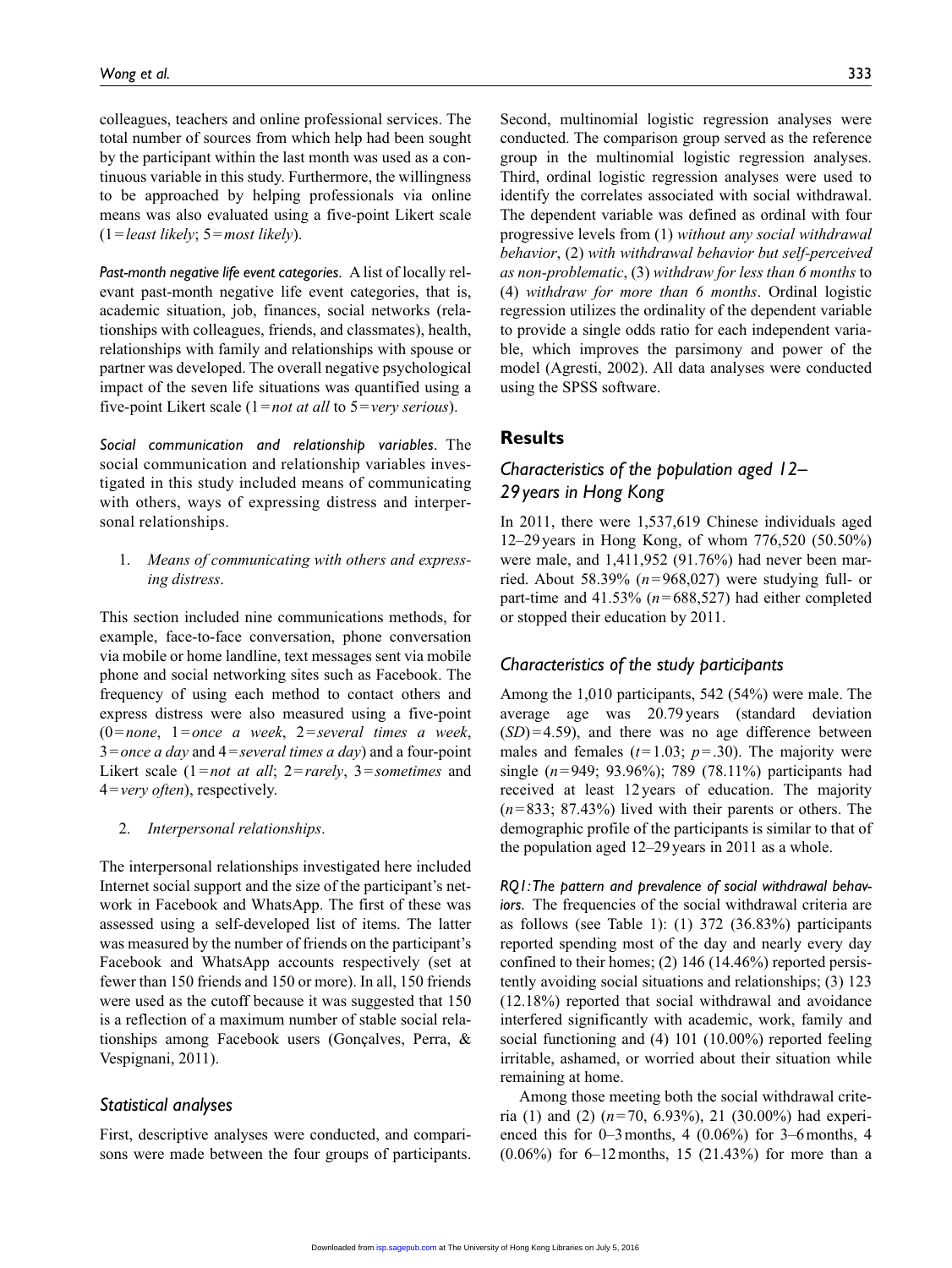colleagues, teachers and online professional services. The total number of sources from which help had been sought by the participant within the last month was used as a continuous variable in this study. Furthermore, the willingness to be approached by helping professionals via online means was also evaluated using a five-point Likert scale (1=*least likely*; 5=*most likely*).

***Past-month negative life event categories.*** A list of locally relevant past-month negative life event categories, that is, academic situation, job, finances, social networks (relationships with colleagues, friends, and classmates), health, relationships with family and relationships with spouse or partner was developed. The overall negative psychological impact of the seven life situations was quantified using a five-point Likert scale (1=*not at all* to 5=*very serious*).

***Social communication and relationship variables***. The social communication and relationship variables investigated in this study included means of communicating with others, ways of expressing distress and interpersonal relationships.

1. *Means of communicating with others and expressing distress*.

This section included nine communications methods, for example, face-to-face conversation, phone conversation via mobile or home landline, text messages sent via mobile phone and social networking sites such as Facebook. The frequency of using each method to contact others and express distress were also measured using a five-point (0=*none*, 1=*once a week*, 2=*several times a week*, 3=*once a day* and 4=*several times a day*) and a four-point Likert scale (1=*not at all*; 2=*rarely*, 3=*sometimes* and 4=*very often*), respectively.

2. *Interpersonal relationships*.

The interpersonal relationships investigated here included Internet social support and the size of the participant's network in Facebook and WhatsApp. The first of these was assessed using a self-developed list of items. The latter was measured by the number of friends on the participant's Facebook and WhatsApp accounts respectively (set at fewer than 150 friends and 150 or more). In all, 150 friends were used as the cutoff because it was suggested that 150 is a reflection of a maximum number of stable social relationships among Facebook users (Gonçalves, Perra, & Vespignani, 2011).

### *Statistical analyses*

First, descriptive analyses were conducted, and comparisons were made between the four groups of participants. Second, multinomial logistic regression analyses were conducted. The comparison group served as the reference group in the multinomial logistic regression analyses. Third, ordinal logistic regression analyses were used to identify the correlates associated with social withdrawal. The dependent variable was defined as ordinal with four progressive levels from (1) *without any social withdrawal behavior*, (2) *with withdrawal behavior but self-perceived as non-problematic*, (3) *withdraw for less than 6 months* to (4) *withdraw for more than 6 months*. Ordinal logistic regression utilizes the ordinality of the dependent variable to provide a single odds ratio for each independent variable, which improves the parsimony and power of the model (Agresti, 2002). All data analyses were conducted using the SPSS software.

## Results

### *Characteristics of the population aged 12–29 years in Hong Kong*

In 2011, there were 1,537,619 Chinese individuals aged 12–29 years in Hong Kong, of whom 776,520 (50.50%) were male, and 1,411,952 (91.76%) had never been married. About 58.39% ($n$=968,027) were studying full- or part-time and 41.53% ($n$=688,527) had either completed or stopped their education by 2011.

### *Characteristics of the study participants*

Among the 1,010 participants, 542 (54%) were male. The average age was 20.79 years (standard deviation ($SD$)=4.59), and there was no age difference between males and females ($t$=1.03; $p$=.30). The majority were single ($n$=949; 93.96%); 789 (78.11%) participants had received at least 12 years of education. The majority ($n$=833; 87.43%) lived with their parents or others. The demographic profile of the participants is similar to that of the population aged 12–29 years in 2011 as a whole.

***RQ1: The pattern and prevalence of social withdrawal behaviors.*** The frequencies of the social withdrawal criteria are as follows (see Table 1): (1) 372 (36.83%) participants reported spending most of the day and nearly every day confined to their homes; (2) 146 (14.46%) reported persistently avoiding social situations and relationships; (3) 123 (12.18%) reported that social withdrawal and avoidance interfered significantly with academic, work, family and social functioning and (4) 101 (10.00%) reported feeling irritable, ashamed, or worried about their situation while remaining at home.

Among those meeting both the social withdrawal criteria (1) and (2) ($n$=70, 6.93%), 21 (30.00%) had experienced this for 0–3 months, 4 (0.06%) for 3–6 months, 4 (0.06%) for 6–12 months, 15 (21.43%) for more than a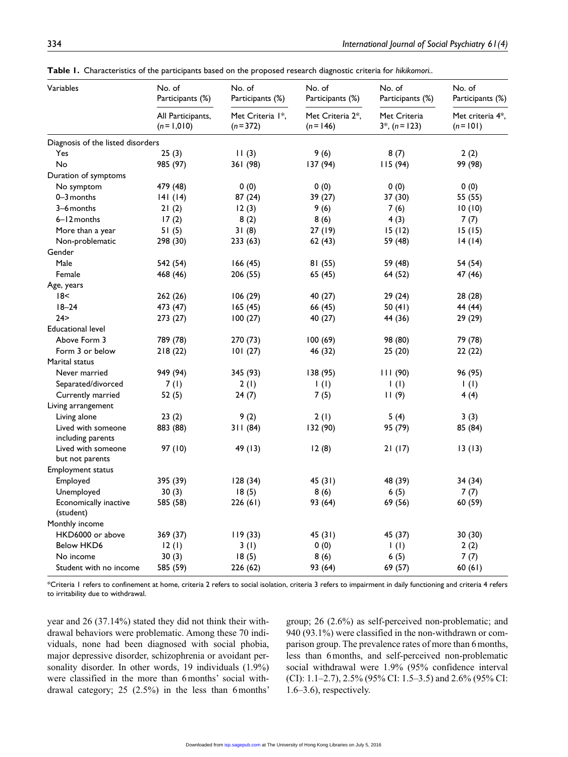**Table 1.** Characteristics of the participants based on the proposed research diagnostic criteria for *hikikomori*..

| Variables | No. of Participants (%) All Participants, ($n$ = 1,010) | No. of Participants (%) Met Criteria 1*, ($n$ = 372) | No. of Participants (%) Met Criteria 2*, ($n$ = 146) | No. of Participants (%) Met Criteria 3*, ($n$ = 123) | No. of Participants (%) Met criteria 4*, ($n$ = 101) |
|---|---|---|---|---|---|
| Diagnosis of the listed disorders | | | | | |
| Yes | 25 (3) | 11 (3) | 9 (6) | 8 (7) | 2 (2) |
| No | 985 (97) | 361 (98) | 137 (94) | 115 (94) | 99 (98) |
| Duration of symptoms | | | | | |
| No symptom | 479 (48) | 0 (0) | 0 (0) | 0 (0) | 0 (0) |
| 0–3 months | 141 (14) | 87 (24) | 39 (27) | 37 (30) | 55 (55) |
| 3–6 months | 21 (2) | 12 (3) | 9 (6) | 7 (6) | 10 (10) |
| 6–12 months | 17 (2) | 8 (2) | 8 (6) | 4 (3) | 7 (7) |
| More than a year | 51 (5) | 31 (8) | 27 (19) | 15 (12) | 15 (15) |
| Non-problematic | 298 (30) | 233 (63) | 62 (43) | 59 (48) | 14 (14) |
| Gender | | | | | |
| Male | 542 (54) | 166 (45) | 81 (55) | 59 (48) | 54 (54) |
| Female | 468 (46) | 206 (55) | 65 (45) | 64 (52) | 47 (46) |
| Age, years | | | | | |
| 18< | 262 (26) | 106 (29) | 40 (27) | 29 (24) | 28 (28) |
| 18–24 | 473 (47) | 165 (45) | 66 (45) | 50 (41) | 44 (44) |
| 24> | 273 (27) | 100 (27) | 40 (27) | 44 (36) | 29 (29) |
| Educational level | | | | | |
| Above Form 3 | 789 (78) | 270 (73) | 100 (69) | 98 (80) | 79 (78) |
| Form 3 or below | 218 (22) | 101 (27) | 46 (32) | 25 (20) | 22 (22) |
| Marital status | | | | | |
| Never married | 949 (94) | 345 (93) | 138 (95) | 111 (90) | 96 (95) |
| Separated/divorced | 7 (1) | 2 (1) | 1 (1) | 1 (1) | 1 (1) |
| Currently married | 52 (5) | 24 (7) | 7 (5) | 11 (9) | 4 (4) |
| Living arrangement | | | | | |
| Living alone | 23 (2) | 9 (2) | 2 (1) | 5 (4) | 3 (3) |
| Lived with someone including parents | 883 (88) | 311 (84) | 132 (90) | 95 (79) | 85 (84) |
| Lived with someone but not parents | 97 (10) | 49 (13) | 12 (8) | 21 (17) | 13 (13) |
| Employment status | | | | | |
| Employed | 395 (39) | 128 (34) | 45 (31) | 48 (39) | 34 (34) |
| Unemployed | 30 (3) | 18 (5) | 8 (6) | 6 (5) | 7 (7) |
| Economically inactive (student) | 585 (58) | 226 (61) | 93 (64) | 69 (56) | 60 (59) |
| Monthly income | | | | | |
| HKD6000 or above | 369 (37) | 119 (33) | 45 (31) | 45 (37) | 30 (30) |
| Below HKD6 | 12 (1) | 3 (1) | 0 (0) | 1 (1) | 2 (2) |
| No income | 30 (3) | 18 (5) | 8 (6) | 6 (5) | 7 (7) |
| Student with no income | 585 (59) | 226 (62) | 93 (64) | 69 (57) | 60 (61) |

*Criteria 1 refers to confinement at home, criteria 2 refers to social isolation, criteria 3 refers to impairment in daily functioning and criteria 4 refers to irritability due to withdrawal.

year and 26 (37.14%) stated they did not think their withdrawal behaviors were problematic. Among these 70 individuals, none had been diagnosed with social phobia, major depressive disorder, schizophrenia or avoidant personality disorder. In other words, 19 individuals (1.9%) were classified in the more than 6 months' social withdrawal category; 25 (2.5%) in the less than 6 months' group; 26 (2.6%) as self-perceived non-problematic; and 940 (93.1%) were classified in the non-withdrawn or comparison group. The prevalence rates of more than 6 months, less than 6 months, and self-perceived non-problematic social withdrawal were 1.9% (95% confidence interval (CI): 1.1–2.7), 2.5% (95% CI: 1.5–3.5) and 2.6% (95% CI: 1.6–3.6), respectively.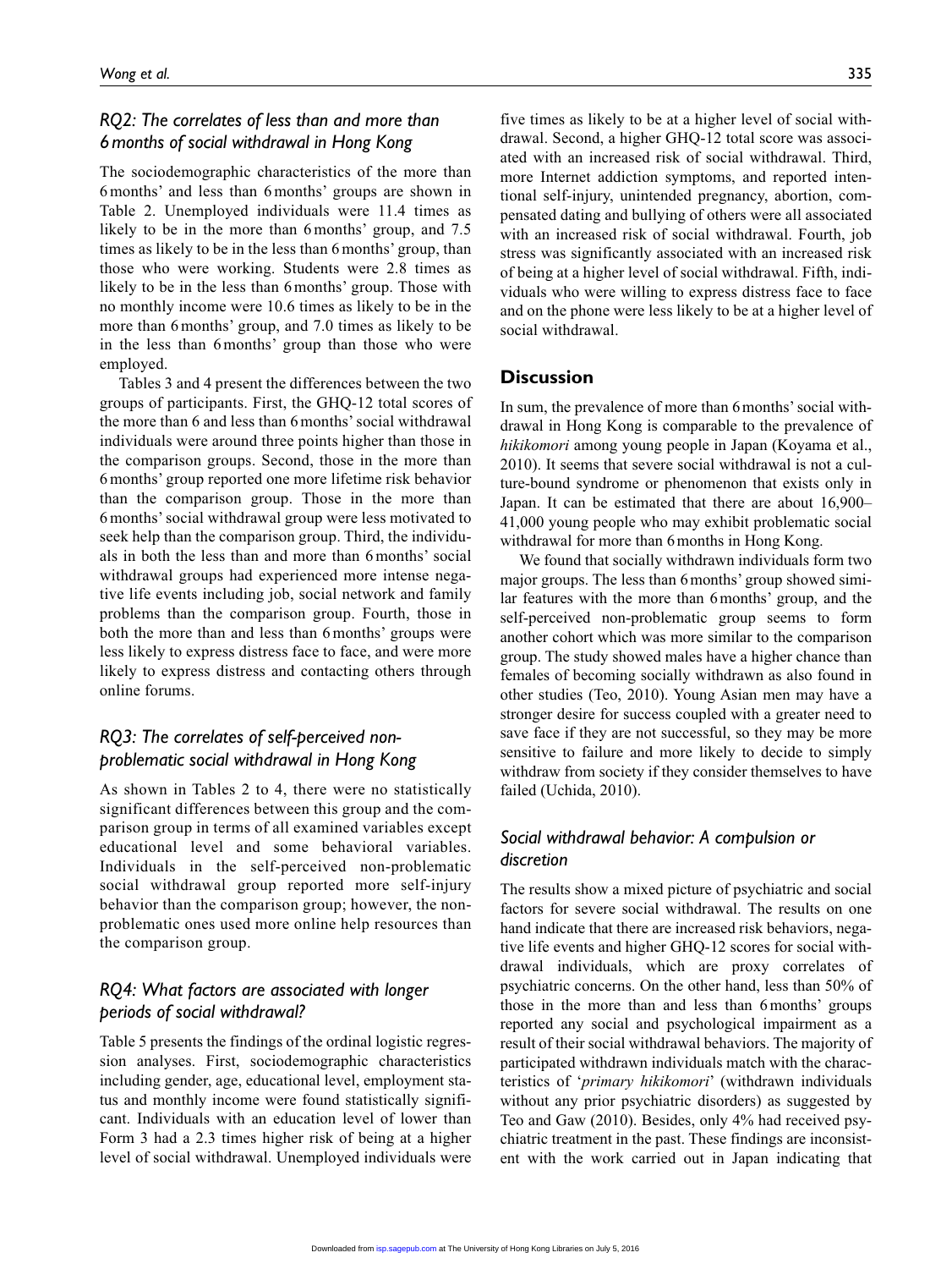### *RQ2: The correlates of less than and more than 6 months of social withdrawal in Hong Kong*

The sociodemographic characteristics of the more than 6 months' and less than 6 months' groups are shown in Table 2. Unemployed individuals were 11.4 times as likely to be in the more than 6 months' group, and 7.5 times as likely to be in the less than 6 months' group, than those who were working. Students were 2.8 times as likely to be in the less than 6 months' group. Those with no monthly income were 10.6 times as likely to be in the more than 6 months' group, and 7.0 times as likely to be in the less than 6 months' group than those who were employed.

Tables 3 and 4 present the differences between the two groups of participants. First, the GHQ-12 total scores of the more than 6 and less than 6 months' social withdrawal individuals were around three points higher than those in the comparison groups. Second, those in the more than 6 months' group reported one more lifetime risk behavior than the comparison group. Those in the more than 6 months' social withdrawal group were less motivated to seek help than the comparison group. Third, the individuals in both the less than and more than 6 months' social withdrawal groups had experienced more intense negative life events including job, social network and family problems than the comparison group. Fourth, those in both the more than and less than 6 months' groups were less likely to express distress face to face, and were more likely to express distress and contacting others through online forums.

### *RQ3: The correlates of self-perceived non-problematic social withdrawal in Hong Kong*

As shown in Tables 2 to 4, there were no statistically significant differences between this group and the comparison group in terms of all examined variables except educational level and some behavioral variables. Individuals in the self-perceived non-problematic social withdrawal group reported more self-injury behavior than the comparison group; however, the non-problematic ones used more online help resources than the comparison group.

### *RQ4: What factors are associated with longer periods of social withdrawal?*

Table 5 presents the findings of the ordinal logistic regression analyses. First, sociodemographic characteristics including gender, age, educational level, employment status and monthly income were found statistically significant. Individuals with an education level of lower than Form 3 had a 2.3 times higher risk of being at a higher level of social withdrawal. Unemployed individuals were five times as likely to be at a higher level of social withdrawal. Second, a higher GHQ-12 total score was associated with an increased risk of social withdrawal. Third, more Internet addiction symptoms, and reported intentional self-injury, unintended pregnancy, abortion, compensated dating and bullying of others were all associated with an increased risk of social withdrawal. Fourth, job stress was significantly associated with an increased risk of being at a higher level of social withdrawal. Fifth, individuals who were willing to express distress face to face and on the phone were less likely to be at a higher level of social withdrawal.

## Discussion

In sum, the prevalence of more than 6 months' social withdrawal in Hong Kong is comparable to the prevalence of *hikikomori* among young people in Japan (Koyama et al., 2010). It seems that severe social withdrawal is not a culture-bound syndrome or phenomenon that exists only in Japan. It can be estimated that there are about 16,900–41,000 young people who may exhibit problematic social withdrawal for more than 6 months in Hong Kong.

We found that socially withdrawn individuals form two major groups. The less than 6 months' group showed similar features with the more than 6 months' group, and the self-perceived non-problematic group seems to form another cohort which was more similar to the comparison group. The study showed males have a higher chance than females of becoming socially withdrawn as also found in other studies (Teo, 2010). Young Asian men may have a stronger desire for success coupled with a greater need to save face if they are not successful, so they may be more sensitive to failure and more likely to decide to simply withdraw from society if they consider themselves to have failed (Uchida, 2010).

### *Social withdrawal behavior: A compulsion or discretion*

The results show a mixed picture of psychiatric and social factors for severe social withdrawal. The results on one hand indicate that there are increased risk behaviors, negative life events and higher GHQ-12 scores for social withdrawal individuals, which are proxy correlates of psychiatric concerns. On the other hand, less than 50% of those in the more than and less than 6 months' groups reported any social and psychological impairment as a result of their social withdrawal behaviors. The majority of participated withdrawn individuals match with the characteristics of '*primary hikikomori*' (withdrawn individuals without any prior psychiatric disorders) as suggested by Teo and Gaw (2010). Besides, only 4% had received psychiatric treatment in the past. These findings are inconsistent with the work carried out in Japan indicating that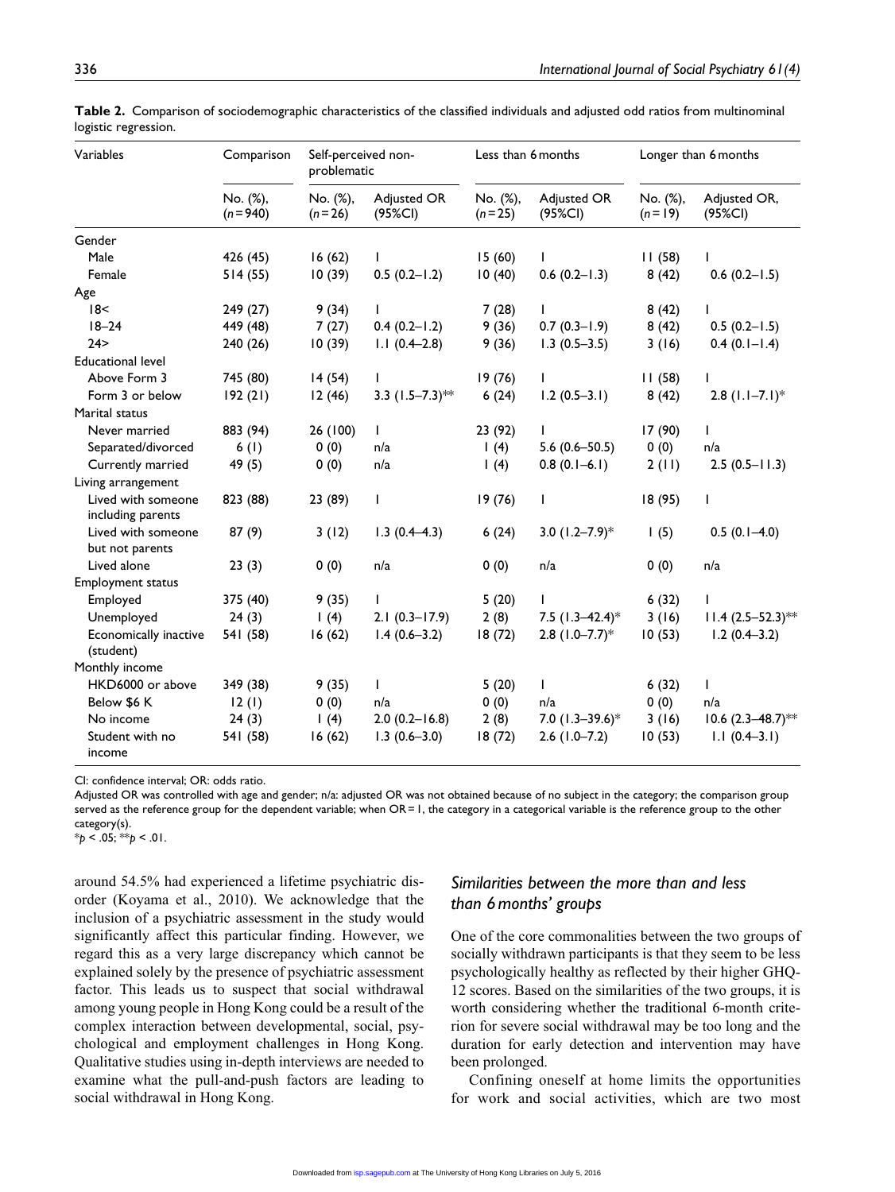**Table 2.** Comparison of sociodemographic characteristics of the classified individuals and adjusted odd ratios from multinominal logistic regression.

| Variables | Comparison | Self-perceived non-problematic | | Less than 6 months | | Longer than 6 months | |
|---|---|---|---|---|---|---|---|
| | No. (%), (n = 940) | No. (%), (n = 26) | Adjusted OR (95%CI) | No. (%), (n = 25) | Adjusted OR (95%CI) | No. (%), (n = 19) | Adjusted OR, (95%CI) |
| Gender | | | | | | | |
| Male | 426 (45) | 16 (62) | 1 | 15 (60) | 1 | 11 (58) | 1 |
| Female | 514 (55) | 10 (39) | 0.5 (0.2–1.2) | 10 (40) | 0.6 (0.2–1.3) | 8 (42) | 0.6 (0.2–1.5) |
| Age | | | | | | | |
| 18< | 249 (27) | 9 (34) | 1 | 7 (28) | 1 | 8 (42) | 1 |
| 18–24 | 449 (48) | 7 (27) | 0.4 (0.2–1.2) | 9 (36) | 0.7 (0.3–1.9) | 8 (42) | 0.5 (0.2–1.5) |
| 24> | 240 (26) | 10 (39) | 1.1 (0.4–2.8) | 9 (36) | 1.3 (0.5–3.5) | 3 (16) | 0.4 (0.1–1.4) |
| Educational level | | | | | | | |
| Above Form 3 | 745 (80) | 14 (54) | 1 | 19 (76) | 1 | 11 (58) | 1 |
| Form 3 or below | 192 (21) | 12 (46) | 3.3 (1.5–7.3)** | 6 (24) | 1.2 (0.5–3.1) | 8 (42) | 2.8 (1.1–7.1)* |
| Marital status | | | | | | | |
| Never married | 883 (94) | 26 (100) | 1 | 23 (92) | 1 | 17 (90) | 1 |
| Separated/divorced | 6 (1) | 0 (0) | n/a | 1 (4) | 5.6 (0.6–50.5) | 0 (0) | n/a |
| Currently married | 49 (5) | 0 (0) | n/a | 1 (4) | 0.8 (0.1–6.1) | 2 (11) | 2.5 (0.5–11.3) |
| Living arrangement | | | | | | | |
| Lived with someone including parents | 823 (88) | 23 (89) | 1 | 19 (76) | 1 | 18 (95) | 1 |
| Lived with someone but not parents | 87 (9) | 3 (12) | 1.3 (0.4–4.3) | 6 (24) | 3.0 (1.2–7.9)* | 1 (5) | 0.5 (0.1–4.0) |
| Lived alone | 23 (3) | 0 (0) | n/a | 0 (0) | n/a | 0 (0) | n/a |
| Employment status | | | | | | | |
| Employed | 375 (40) | 9 (35) | 1 | 5 (20) | 1 | 6 (32) | 1 |
| Unemployed | 24 (3) | 1 (4) | 2.1 (0.3–17.9) | 2 (8) | 7.5 (1.3–42.4)* | 3 (16) | 11.4 (2.5–52.3)** |
| Economically inactive (student) | 541 (58) | 16 (62) | 1.4 (0.6–3.2) | 18 (72) | 2.8 (1.0–7.7)* | 10 (53) | 1.2 (0.4–3.2) |
| Monthly income | | | | | | | |
| HKD6000 or above | 349 (38) | 9 (35) | 1 | 5 (20) | 1 | 6 (32) | 1 |
| Below $6 K | 12 (1) | 0 (0) | n/a | 0 (0) | n/a | 0 (0) | n/a |
| No income | 24 (3) | 1 (4) | 2.0 (0.2–16.8) | 2 (8) | 7.0 (1.3–39.6)* | 3 (16) | 10.6 (2.3–48.7)** |
| Student with no income | 541 (58) | 16 (62) | 1.3 (0.6–3.0) | 18 (72) | 2.6 (1.0–7.2) | 10 (53) | 1.1 (0.4–3.1) |

CI: confidence interval; OR: odds ratio.

Adjusted OR was controlled with age and gender; n/a: adjusted OR was not obtained because of no subject in the category; the comparison group served as the reference group for the dependent variable; when OR = 1, the category in a categorical variable is the reference group to the other category(s).

*$p < .05$; **$p < .01$.

around 54.5% had experienced a lifetime psychiatric disorder (Koyama et al., 2010). We acknowledge that the inclusion of a psychiatric assessment in the study would significantly affect this particular finding. However, we regard this as a very large discrepancy which cannot be explained solely by the presence of psychiatric assessment factor. This leads us to suspect that social withdrawal among young people in Hong Kong could be a result of the complex interaction between developmental, social, psychological and employment challenges in Hong Kong. Qualitative studies using in-depth interviews are needed to examine what the pull-and-push factors are leading to social withdrawal in Hong Kong.

### *Similarities between the more than and less than 6 months' groups*

One of the core commonalities between the two groups of socially withdrawn participants is that they seem to be less psychologically healthy as reflected by their higher GHQ-12 scores. Based on the similarities of the two groups, it is worth considering whether the traditional 6-month criterion for severe social withdrawal may be too long and the duration for early detection and intervention may have been prolonged.

Confining oneself at home limits the opportunities for work and social activities, which are two most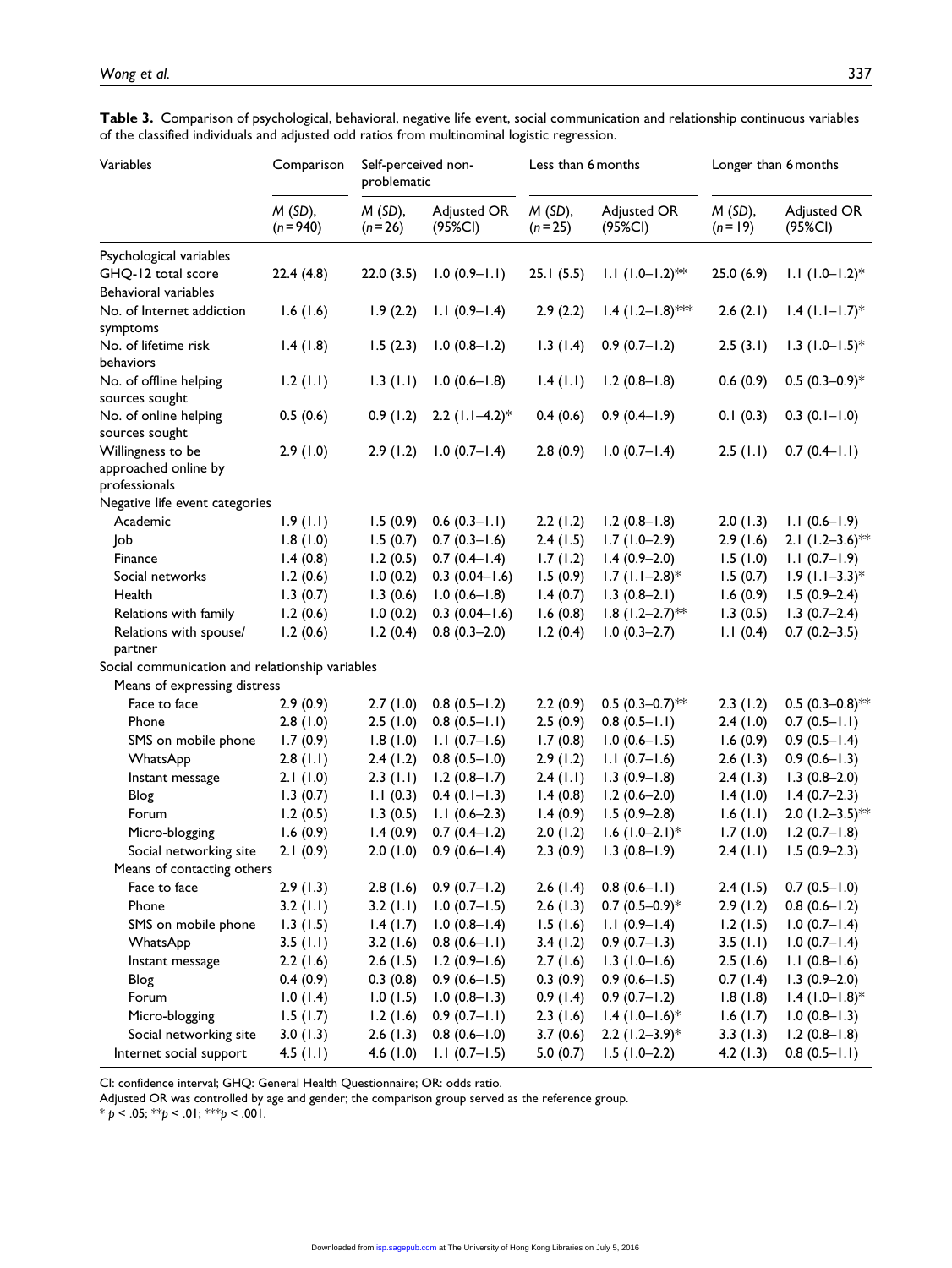**Table 3.** Comparison of psychological, behavioral, negative life event, social communication and relationship continuous variables of the classified individuals and adjusted odd ratios from multinominal logistic regression.

| Variables | Comparison | Self-perceived non-problematic | | Less than 6 months | | Longer than 6 months | |
|---|---|---|---|---|---|---|---|
| | *M* (*SD*), (*n* = 940) | *M* (*SD*), (*n* = 26) | Adjusted OR (95%CI) | *M* (*SD*), (*n* = 25) | Adjusted OR (95%CI) | *M* (*SD*), (*n* = 19) | Adjusted OR (95%CI) |
| Psychological variables | | | | | | | |
| GHQ-12 total score | 22.4 (4.8) | 22.0 (3.5) | 1.0 (0.9–1.1) | 25.1 (5.5) | 1.1 (1.0–1.2)** | 25.0 (6.9) | 1.1 (1.0–1.2)* |
| Behavioral variables | | | | | | | |
| No. of Internet addiction symptoms | 1.6 (1.6) | 1.9 (2.2) | 1.1 (0.9–1.4) | 2.9 (2.2) | 1.4 (1.2–1.8)*** | 2.6 (2.1) | 1.4 (1.1–1.7)* |
| No. of lifetime risk behaviors | 1.4 (1.8) | 1.5 (2.3) | 1.0 (0.8–1.2) | 1.3 (1.4) | 0.9 (0.7–1.2) | 2.5 (3.1) | 1.3 (1.0–1.5)* |
| No. of offline helping sources sought | 1.2 (1.1) | 1.3 (1.1) | 1.0 (0.6–1.8) | 1.4 (1.1) | 1.2 (0.8–1.8) | 0.6 (0.9) | 0.5 (0.3–0.9)* |
| No. of online helping sources sought | 0.5 (0.6) | 0.9 (1.2) | 2.2 (1.1–4.2)* | 0.4 (0.6) | 0.9 (0.4–1.9) | 0.1 (0.3) | 0.3 (0.1–1.0) |
| Willingness to be approached online by professionals | 2.9 (1.0) | 2.9 (1.2) | 1.0 (0.7–1.4) | 2.8 (0.9) | 1.0 (0.7–1.4) | 2.5 (1.1) | 0.7 (0.4–1.1) |
| Negative life event categories | | | | | | | |
| Academic | 1.9 (1.1) | 1.5 (0.9) | 0.6 (0.3–1.1) | 2.2 (1.2) | 1.2 (0.8–1.8) | 2.0 (1.3) | 1.1 (0.6–1.9) |
| Job | 1.8 (1.0) | 1.5 (0.7) | 0.7 (0.3–1.6) | 2.4 (1.5) | 1.7 (1.0–2.9) | 2.9 (1.6) | 2.1 (1.2–3.6)** |
| Finance | 1.4 (0.8) | 1.2 (0.5) | 0.7 (0.4–1.4) | 1.7 (1.2) | 1.4 (0.9–2.0) | 1.5 (1.0) | 1.1 (0.7–1.9) |
| Social networks | 1.2 (0.6) | 1.0 (0.2) | 0.3 (0.04–1.6) | 1.5 (0.9) | 1.7 (1.1–2.8)* | 1.5 (0.7) | 1.9 (1.1–3.3)* |
| Health | 1.3 (0.7) | 1.3 (0.6) | 1.0 (0.6–1.8) | 1.4 (0.7) | 1.3 (0.8–2.1) | 1.6 (0.9) | 1.5 (0.9–2.4) |
| Relations with family | 1.2 (0.6) | 1.0 (0.2) | 0.3 (0.04–1.6) | 1.6 (0.8) | 1.8 (1.2–2.7)** | 1.3 (0.5) | 1.3 (0.7–2.4) |
| Relations with spouse/partner | 1.2 (0.6) | 1.2 (0.4) | 0.8 (0.3–2.0) | 1.2 (0.4) | 1.0 (0.3–2.7) | 1.1 (0.4) | 0.7 (0.2–3.5) |
| Social communication and relationship variables | | | | | | | |
| Means of expressing distress | | | | | | | |
| Face to face | 2.9 (0.9) | 2.7 (1.0) | 0.8 (0.5–1.2) | 2.2 (0.9) | 0.5 (0.3–0.7)** | 2.3 (1.2) | 0.5 (0.3–0.8)** |
| Phone | 2.8 (1.0) | 2.5 (1.0) | 0.8 (0.5–1.1) | 2.5 (0.9) | 0.8 (0.5–1.1) | 2.4 (1.0) | 0.7 (0.5–1.1) |
| SMS on mobile phone | 1.7 (0.9) | 1.8 (1.0) | 1.1 (0.7–1.6) | 1.7 (0.8) | 1.0 (0.6–1.5) | 1.6 (0.9) | 0.9 (0.5–1.4) |
| WhatsApp | 2.8 (1.1) | 2.4 (1.2) | 0.8 (0.5–1.0) | 2.9 (1.2) | 1.1 (0.7–1.6) | 2.6 (1.3) | 0.9 (0.6–1.3) |
| Instant message | 2.1 (1.0) | 2.3 (1.1) | 1.2 (0.8–1.7) | 2.4 (1.1) | 1.3 (0.9–1.8) | 2.4 (1.3) | 1.3 (0.8–2.0) |
| Blog | 1.3 (0.7) | 1.1 (0.3) | 0.4 (0.1–1.3) | 1.4 (0.8) | 1.2 (0.6–2.0) | 1.4 (1.0) | 1.4 (0.7–2.3) |
| Forum | 1.2 (0.5) | 1.3 (0.5) | 1.1 (0.6–2.3) | 1.4 (0.9) | 1.5 (0.9–2.8) | 1.6 (1.1) | 2.0 (1.2–3.5)** |
| Micro-blogging | 1.6 (0.9) | 1.4 (0.9) | 0.7 (0.4–1.2) | 2.0 (1.2) | 1.6 (1.0–2.1)* | 1.7 (1.0) | 1.2 (0.7–1.8) |
| Social networking site | 2.1 (0.9) | 2.0 (1.0) | 0.9 (0.6–1.4) | 2.3 (0.9) | 1.3 (0.8–1.9) | 2.4 (1.1) | 1.5 (0.9–2.3) |
| Means of contacting others | | | | | | | |
| Face to face | 2.9 (1.3) | 2.8 (1.6) | 0.9 (0.7–1.2) | 2.6 (1.4) | 0.8 (0.6–1.1) | 2.4 (1.5) | 0.7 (0.5–1.0) |
| Phone | 3.2 (1.1) | 3.2 (1.1) | 1.0 (0.7–1.5) | 2.6 (1.3) | 0.7 (0.5–0.9)* | 2.9 (1.2) | 0.8 (0.6–1.2) |
| SMS on mobile phone | 1.3 (1.5) | 1.4 (1.7) | 1.0 (0.8–1.4) | 1.5 (1.6) | 1.1 (0.9–1.4) | 1.2 (1.5) | 1.0 (0.7–1.4) |
| WhatsApp | 3.5 (1.1) | 3.2 (1.6) | 0.8 (0.6–1.1) | 3.4 (1.2) | 0.9 (0.7–1.3) | 3.5 (1.1) | 1.0 (0.7–1.4) |
| Instant message | 2.2 (1.6) | 2.6 (1.5) | 1.2 (0.9–1.6) | 2.7 (1.6) | 1.3 (1.0–1.6) | 2.5 (1.6) | 1.1 (0.8–1.6) |
| Blog | 0.4 (0.9) | 0.3 (0.8) | 0.9 (0.6–1.5) | 0.3 (0.9) | 0.9 (0.6–1.5) | 0.7 (1.4) | 1.3 (0.9–2.0) |
| Forum | 1.0 (1.4) | 1.0 (1.5) | 1.0 (0.8–1.3) | 0.9 (1.4) | 0.9 (0.7–1.2) | 1.8 (1.8) | 1.4 (1.0–1.8)* |
| Micro-blogging | 1.5 (1.7) | 1.2 (1.6) | 0.9 (0.7–1.1) | 2.3 (1.6) | 1.4 (1.0–1.6)* | 1.6 (1.7) | 1.0 (0.8–1.3) |
| Social networking site | 3.0 (1.3) | 2.6 (1.3) | 0.8 (0.6–1.0) | 3.7 (0.6) | 2.2 (1.2–3.9)* | 3.3 (1.3) | 1.2 (0.8–1.8) |
| Internet social support | 4.5 (1.1) | 4.6 (1.0) | 1.1 (0.7–1.5) | 5.0 (0.7) | 1.5 (1.0–2.2) | 4.2 (1.3) | 0.8 (0.5–1.1) |

CI: confidence interval; GHQ: General Health Questionnaire; OR: odds ratio.

Adjusted OR was controlled by age and gender; the comparison group served as the reference group.

* $p < .05$; ** $p < .01$; *** $p < .001$.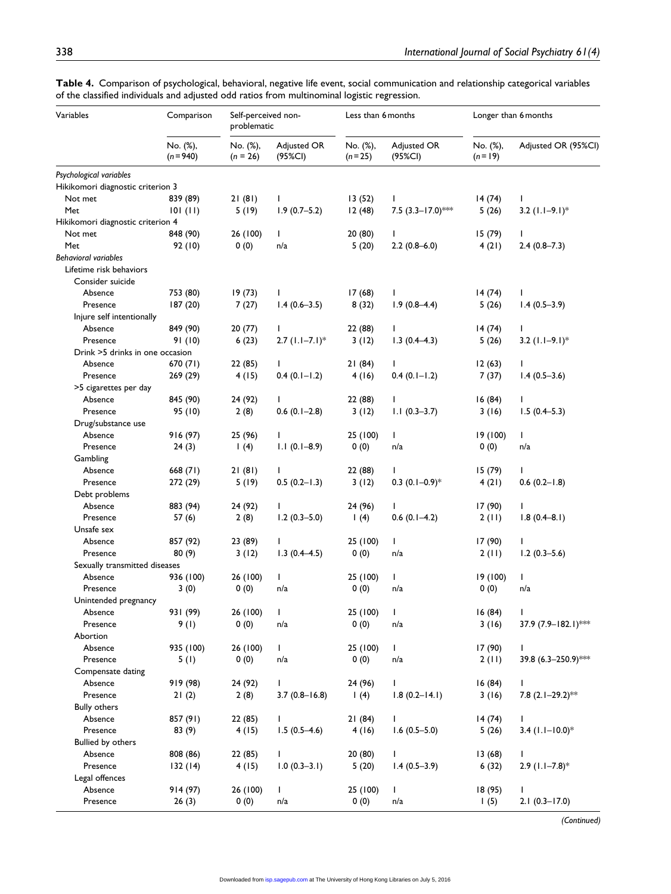**Table 4.** Comparison of psychological, behavioral, negative life event, social communication and relationship categorical variables of the classified individuals and adjusted odd ratios from multinominal logistic regression.

| Variables | Comparison | Self-perceived non-problematic | | Less than 6 months | | Longer than 6 months | |
|---|---|---|---|---|---|---|---|
| | No. (%), (n = 940) | No. (%), (n = 26) | Adjusted OR (95%CI) | No. (%), (n = 25) | Adjusted OR (95%CI) | No. (%), (n = 19) | Adjusted OR (95%CI) |
| *Psychological variables* | | | | | | | |
| Hikikomori diagnostic criterion 3 | | | | | | | |
| Not met | 839 (89) | 21 (81) | 1 | 13 (52) | 1 | 14 (74) | 1 |
| Met | 101 (11) | 5 (19) | 1.9 (0.7–5.2) | 12 (48) | 7.5 (3.3–17.0)*** | 5 (26) | 3.2 (1.1–9.1)* |
| Hikikomori diagnostic criterion 4 | | | | | | | |
| Not met | 848 (90) | 26 (100) | 1 | 20 (80) | 1 | 15 (79) | 1 |
| Met | 92 (10) | 0 (0) | n/a | 5 (20) | 2.2 (0.8–6.0) | 4 (21) | 2.4 (0.8–7.3) |
| *Behavioral variables* | | | | | | | |
| Lifetime risk behaviors | | | | | | | |
| Consider suicide | | | | | | | |
| Absence | 753 (80) | 19 (73) | 1 | 17 (68) | 1 | 14 (74) | 1 |
| Presence | 187 (20) | 7 (27) | 1.4 (0.6–3.5) | 8 (32) | 1.9 (0.8–4.4) | 5 (26) | 1.4 (0.5–3.9) |
| Injure self intentionally | | | | | | | |
| Absence | 849 (90) | 20 (77) | 1 | 22 (88) | 1 | 14 (74) | 1 |
| Presence | 91 (10) | 6 (23) | 2.7 (1.1–7.1)* | 3 (12) | 1.3 (0.4–4.3) | 5 (26) | 3.2 (1.1–9.1)* |
| Drink >5 drinks in one occasion | | | | | | | |
| Absence | 670 (71) | 22 (85) | 1 | 21 (84) | 1 | 12 (63) | 1 |
| Presence | 269 (29) | 4 (15) | 0.4 (0.1–1.2) | 4 (16) | 0.4 (0.1–1.2) | 7 (37) | 1.4 (0.5–3.6) |
| >5 cigarettes per day | | | | | | | |
| Absence | 845 (90) | 24 (92) | 1 | 22 (88) | 1 | 16 (84) | 1 |
| Presence | 95 (10) | 2 (8) | 0.6 (0.1–2.8) | 3 (12) | 1.1 (0.3–3.7) | 3 (16) | 1.5 (0.4–5.3) |
| Drug/substance use | | | | | | | |
| Absence | 916 (97) | 25 (96) | 1 | 25 (100) | 1 | 19 (100) | 1 |
| Presence | 24 (3) | 1 (4) | 1.1 (0.1–8.9) | 0 (0) | n/a | 0 (0) | n/a |
| Gambling | | | | | | | |
| Absence | 668 (71) | 21 (81) | 1 | 22 (88) | 1 | 15 (79) | 1 |
| Presence | 272 (29) | 5 (19) | 0.5 (0.2–1.3) | 3 (12) | 0.3 (0.1–0.9)* | 4 (21) | 0.6 (0.2–1.8) |
| Debt problems | | | | | | | |
| Absence | 883 (94) | 24 (92) | 1 | 24 (96) | 1 | 17 (90) | 1 |
| Presence | 57 (6) | 2 (8) | 1.2 (0.3–5.0) | 1 (4) | 0.6 (0.1–4.2) | 2 (11) | 1.8 (0.4–8.1) |
| Unsafe sex | | | | | | | |
| Absence | 857 (92) | 23 (89) | 1 | 25 (100) | 1 | 17 (90) | 1 |
| Presence | 80 (9) | 3 (12) | 1.3 (0.4–4.5) | 0 (0) | n/a | 2 (11) | 1.2 (0.3–5.6) |
| Sexually transmitted diseases | | | | | | | |
| Absence | 936 (100) | 26 (100) | 1 | 25 (100) | 1 | 19 (100) | 1 |
| Presence | 3 (0) | 0 (0) | n/a | 0 (0) | n/a | 0 (0) | n/a |
| Unintended pregnancy | | | | | | | |
| Absence | 931 (99) | 26 (100) | 1 | 25 (100) | 1 | 16 (84) | 1 |
| Presence | 9 (1) | 0 (0) | n/a | 0 (0) | n/a | 3 (16) | 37.9 (7.9–182.1)*** |
| Abortion | | | | | | | |
| Absence | 935 (100) | 26 (100) | 1 | 25 (100) | 1 | 17 (90) | 1 |
| Presence | 5 (1) | 0 (0) | n/a | 0 (0) | n/a | 2 (11) | 39.8 (6.3–250.9)*** |
| Compensate dating | | | | | | | |
| Absence | 919 (98) | 24 (92) | 1 | 24 (96) | 1 | 16 (84) | 1 |
| Presence | 21 (2) | 2 (8) | 3.7 (0.8–16.8) | 1 (4) | 1.8 (0.2–14.1) | 3 (16) | 7.8 (2.1–29.2)** |
| Bully others | | | | | | | |
| Absence | 857 (91) | 22 (85) | 1 | 21 (84) | 1 | 14 (74) | 1 |
| Presence | 83 (9) | 4 (15) | 1.5 (0.5–4.6) | 4 (16) | 1.6 (0.5–5.0) | 5 (26) | 3.4 (1.1–10.0)* |
| Bullied by others | | | | | | | |
| Absence | 808 (86) | 22 (85) | 1 | 20 (80) | 1 | 13 (68) | 1 |
| Presence | 132 (14) | 4 (15) | 1.0 (0.3–3.1) | 5 (20) | 1.4 (0.5–3.9) | 6 (32) | 2.9 (1.1–7.8)* |
| Legal offences | | | | | | | |
| Absence | 914 (97) | 26 (100) | 1 | 25 (100) | 1 | 18 (95) | 1 |
| Presence | 26 (3) | 0 (0) | n/a | 0 (0) | n/a | 1 (5) | 2.1 (0.3–17.0) |

*(Continued)*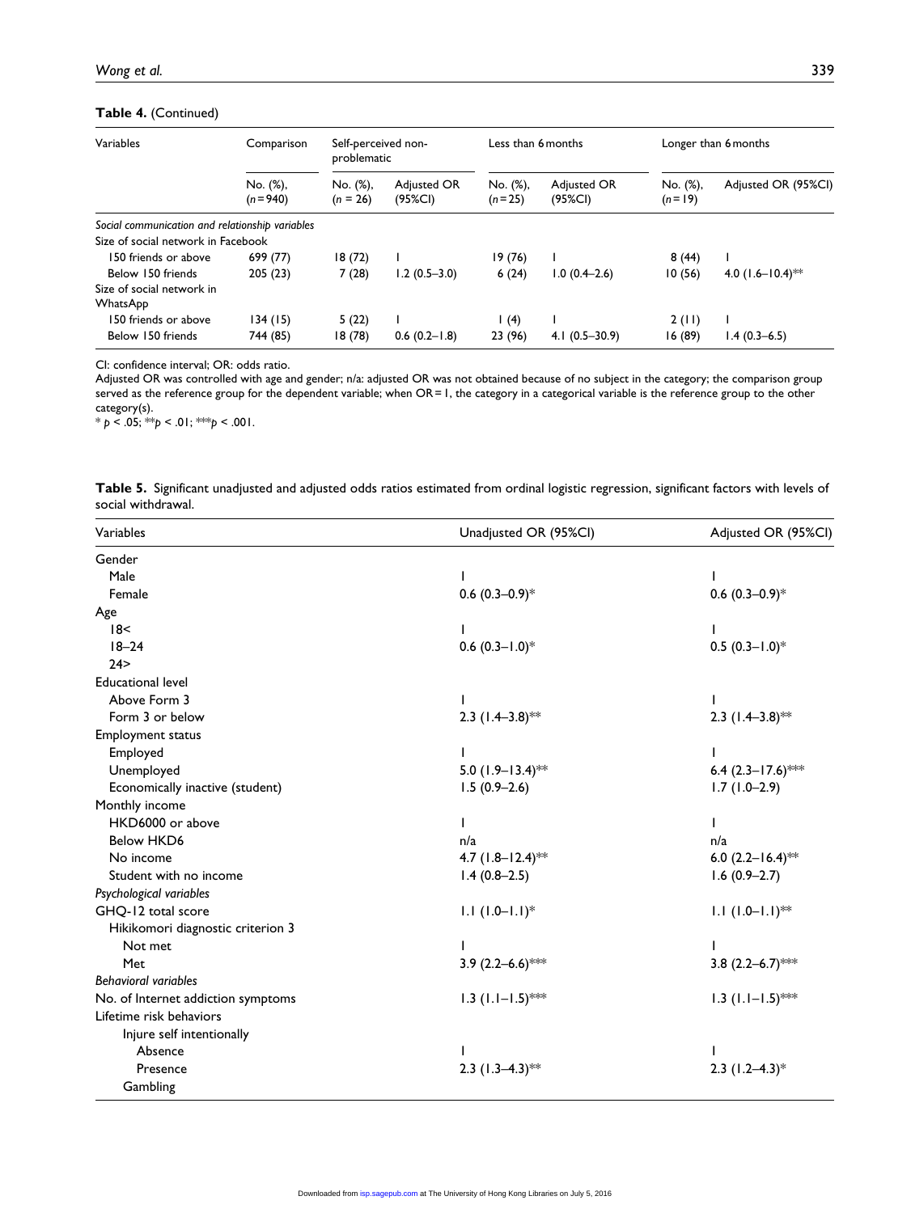**Table 4.** (Continued)

| Variables | Comparison | Self-perceived non-problematic | | Less than 6 months | | Longer than 6 months | |
|---|---|---|---|---|---|---|---|
| | No. (%), (n = 940) | No. (%), (n = 26) | Adjusted OR (95%CI) | No. (%), (n = 25) | Adjusted OR (95%CI) | No. (%), (n = 19) | Adjusted OR (95%CI) |
| *Social communication and relationship variables* | | | | | | | |
| Size of social network in Facebook | | | | | | | |
| 150 friends or above | 699 (77) | 18 (72) | 1 | 19 (76) | 1 | 8 (44) | 1 |
| Below 150 friends | 205 (23) | 7 (28) | 1.2 (0.5–3.0) | 6 (24) | 1.0 (0.4–2.6) | 10 (56) | 4.0 (1.6–10.4)** |
| Size of social network in WhatsApp | | | | | | | |
| 150 friends or above | 134 (15) | 5 (22) | 1 | 1 (4) | 1 | 2 (11) | 1 |
| Below 150 friends | 744 (85) | 18 (78) | 0.6 (0.2–1.8) | 23 (96) | 4.1 (0.5–30.9) | 16 (89) | 1.4 (0.3–6.5) |

CI: confidence interval; OR: odds ratio.
Adjusted OR was controlled with age and gender; n/a: adjusted OR was not obtained because of no subject in the category; the comparison group served as the reference group for the dependent variable; when OR = 1, the category in a categorical variable is the reference group to the other category(s).
* $p < .05$; ** $p < .01$; *** $p < .001$.

**Table 5.** Significant unadjusted and adjusted odds ratios estimated from ordinal logistic regression, significant factors with levels of social withdrawal.

| Variables | Unadjusted OR (95%CI) | Adjusted OR (95%CI) |
|---|---|---|
| Gender | | |
| Male | 1 | 1 |
| Female | 0.6 (0.3–0.9)* | 0.6 (0.3–0.9)* |
| Age | | |
| 18< | 1 | 1 |
| 18–24 | 0.6 (0.3–1.0)* | 0.5 (0.3–1.0)* |
| 24> | | |
| Educational level | | |
| Above Form 3 | 1 | 1 |
| Form 3 or below | 2.3 (1.4–3.8)** | 2.3 (1.4–3.8)** |
| Employment status | | |
| Employed | 1 | 1 |
| Unemployed | 5.0 (1.9–13.4)** | 6.4 (2.3–17.6)*** |
| Economically inactive (student) | 1.5 (0.9–2.6) | 1.7 (1.0–2.9) |
| Monthly income | | |
| HKD6000 or above | 1 | 1 |
| Below HKD6 | n/a | n/a |
| No income | 4.7 (1.8–12.4)** | 6.0 (2.2–16.4)** |
| Student with no income | 1.4 (0.8–2.5) | 1.6 (0.9–2.7) |
| *Psychological variables* | | |
| GHQ-12 total score | 1.1 (1.0–1.1)* | 1.1 (1.0–1.1)** |
| Hikikomori diagnostic criterion 3 | | |
| Not met | 1 | 1 |
| Met | 3.9 (2.2–6.6)*** | 3.8 (2.2–6.7)*** |
| *Behavioral variables* | | |
| No. of Internet addiction symptoms | 1.3 (1.1–1.5)*** | 1.3 (1.1–1.5)*** |
| Lifetime risk behaviors | | |
| Injure self intentionally | | |
| Absence | 1 | 1 |
| Presence | 2.3 (1.3–4.3)** | 2.3 (1.2–4.3)* |
| Gambling | | |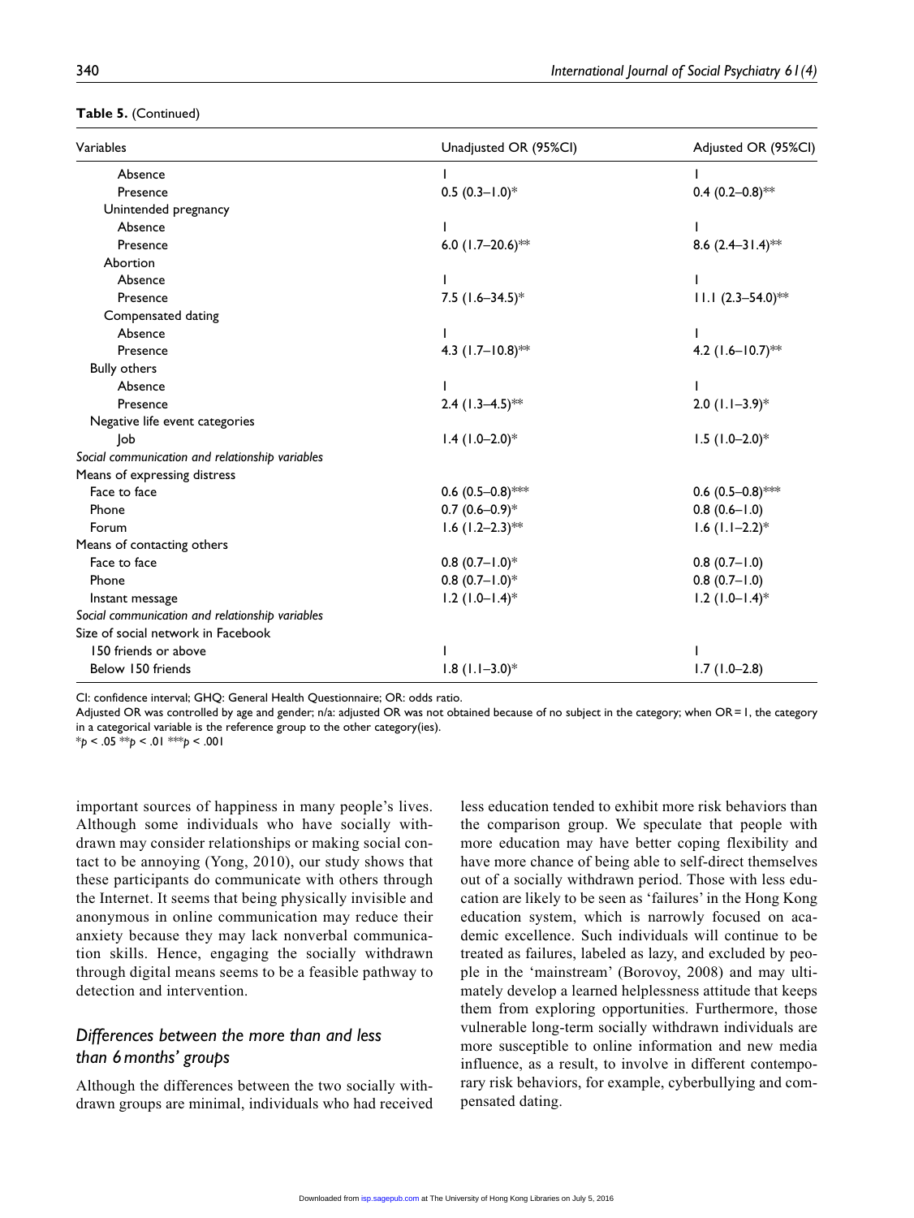**Table 5.** (Continued)

| Variables | Unadjusted OR (95%CI) | Adjusted OR (95%CI) |
|---|---|---|
| Absence | 1 | 1 |
| Presence | 0.5 (0.3–1.0)* | 0.4 (0.2–0.8)** |
| Unintended pregnancy | | |
| Absence | 1 | 1 |
| Presence | 6.0 (1.7–20.6)** | 8.6 (2.4–31.4)** |
| Abortion | | |
| Absence | 1 | 1 |
| Presence | 7.5 (1.6–34.5)* | 11.1 (2.3–54.0)** |
| Compensated dating | | |
| Absence | 1 | 1 |
| Presence | 4.3 (1.7–10.8)** | 4.2 (1.6–10.7)** |
| Bully others | | |
| Absence | 1 | 1 |
| Presence | 2.4 (1.3–4.5)** | 2.0 (1.1–3.9)* |
| Negative life event categories | | |
| Job | 1.4 (1.0–2.0)* | 1.5 (1.0–2.0)* |
| *Social communication and relationship variables* | | |
| Means of expressing distress | | |
| Face to face | 0.6 (0.5–0.8)*** | 0.6 (0.5–0.8)*** |
| Phone | 0.7 (0.6–0.9)* | 0.8 (0.6–1.0) |
| Forum | 1.6 (1.2–2.3)** | 1.6 (1.1–2.2)* |
| Means of contacting others | | |
| Face to face | 0.8 (0.7–1.0)* | 0.8 (0.7–1.0) |
| Phone | 0.8 (0.7–1.0)* | 0.8 (0.7–1.0) |
| Instant message | 1.2 (1.0–1.4)* | 1.2 (1.0–1.4)* |
| *Social communication and relationship variables* | | |
| Size of social network in Facebook | | |
| 150 friends or above | 1 | 1 |
| Below 150 friends | 1.8 (1.1–3.0)* | 1.7 (1.0–2.8) |

CI: confidence interval; GHQ: General Health Questionnaire; OR: odds ratio.
Adjusted OR was controlled by age and gender; n/a: adjusted OR was not obtained because of no subject in the category; when OR = 1, the category in a categorical variable is the reference group to the other category(ies).
*$p < .05$ **$p < .01$ ***$p < .001$

important sources of happiness in many people's lives. Although some individuals who have socially withdrawn may consider relationships or making social contact to be annoying (Yong, 2010), our study shows that these participants do communicate with others through the Internet. It seems that being physically invisible and anonymous in online communication may reduce their anxiety because they may lack nonverbal communication skills. Hence, engaging the socially withdrawn through digital means seems to be a feasible pathway to detection and intervention.

## *Differences between the more than and less than 6 months' groups*

Although the differences between the two socially withdrawn groups are minimal, individuals who had received less education tended to exhibit more risk behaviors than the comparison group. We speculate that people with more education may have better coping flexibility and have more chance of being able to self-direct themselves out of a socially withdrawn period. Those with less education are likely to be seen as 'failures' in the Hong Kong education system, which is narrowly focused on academic excellence. Such individuals will continue to be treated as failures, labeled as lazy, and excluded by people in the 'mainstream' (Borovoy, 2008) and may ultimately develop a learned helplessness attitude that keeps them from exploring opportunities. Furthermore, those vulnerable long-term socially withdrawn individuals are more susceptible to online information and new media influence, as a result, to involve in different contemporary risk behaviors, for example, cyberbullying and compensated dating.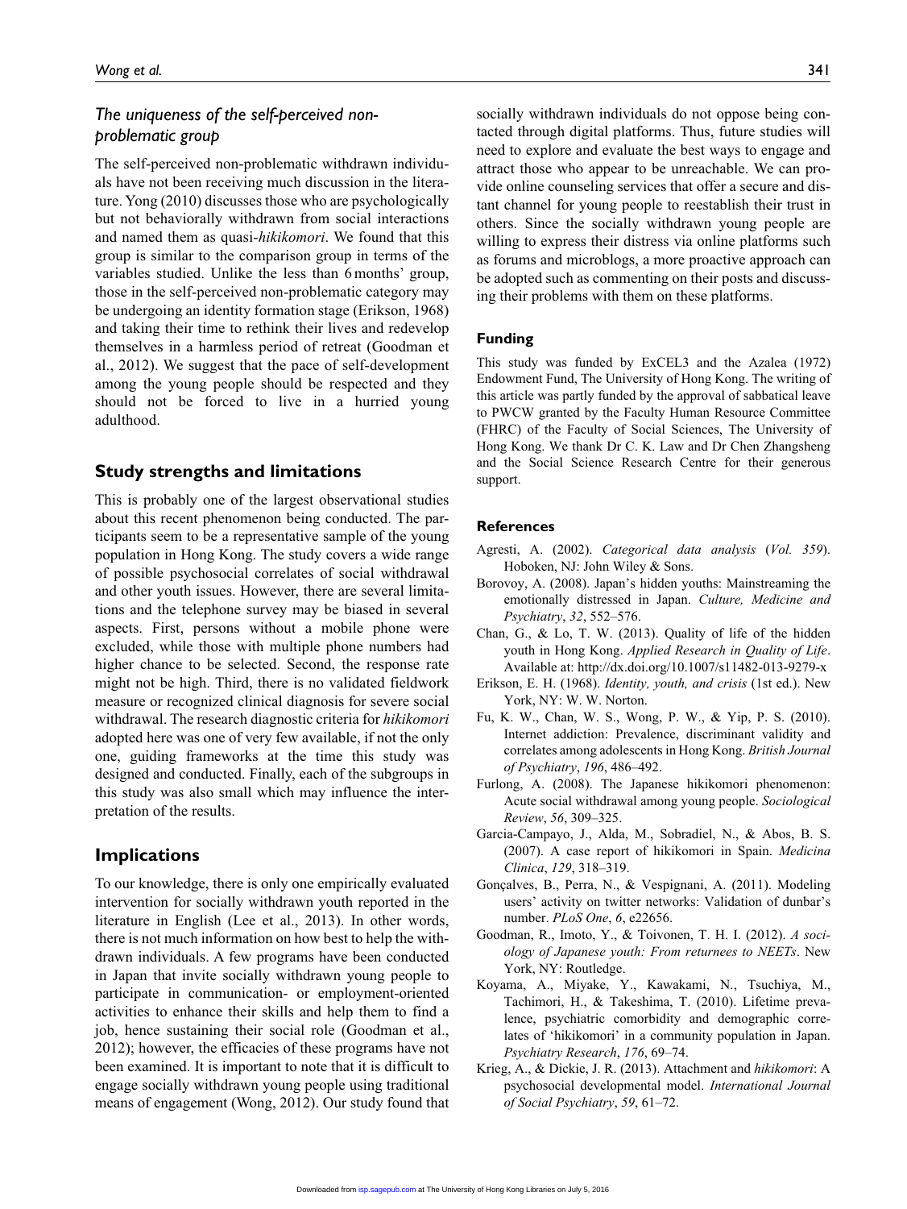### The uniqueness of the self-perceived non-problematic group

The self-perceived non-problematic withdrawn individuals have not been receiving much discussion in the literature. Yong (2010) discusses those who are psychologically but not behaviorally withdrawn from social interactions and named them as quasi-*hikikomori*. We found that this group is similar to the comparison group in terms of the variables studied. Unlike the less than 6 months' group, those in the self-perceived non-problematic category may be undergoing an identity formation stage (Erikson, 1968) and taking their time to rethink their lives and redevelop themselves in a harmless period of retreat (Goodman et al., 2012). We suggest that the pace of self-development among the young people should be respected and they should not be forced to live in a hurried young adulthood.

## Study strengths and limitations

This is probably one of the largest observational studies about this recent phenomenon being conducted. The participants seem to be a representative sample of the young population in Hong Kong. The study covers a wide range of possible psychosocial correlates of social withdrawal and other youth issues. However, there are several limitations and the telephone survey may be biased in several aspects. First, persons without a mobile phone were excluded, while those with multiple phone numbers had higher chance to be selected. Second, the response rate might not be high. Third, there is no validated fieldwork measure or recognized clinical diagnosis for severe social withdrawal. The research diagnostic criteria for *hikikomori* adopted here was one of very few available, if not the only one, guiding frameworks at the time this study was designed and conducted. Finally, each of the subgroups in this study was also small which may influence the interpretation of the results.

## Implications

To our knowledge, there is only one empirically evaluated intervention for socially withdrawn youth reported in the literature in English (Lee et al., 2013). In other words, there is not much information on how best to help the withdrawn individuals. A few programs have been conducted in Japan that invite socially withdrawn young people to participate in communication- or employment-oriented activities to enhance their skills and help them to find a job, hence sustaining their social role (Goodman et al., 2012); however, the efficacies of these programs have not been examined. It is important to note that it is difficult to engage socially withdrawn young people using traditional means of engagement (Wong, 2012). Our study found that socially withdrawn individuals do not oppose being contacted through digital platforms. Thus, future studies will need to explore and evaluate the best ways to engage and attract those who appear to be unreachable. We can provide online counseling services that offer a secure and distant channel for young people to reestablish their trust in others. Since the socially withdrawn young people are willing to express their distress via online platforms such as forums and microblogs, a more proactive approach can be adopted such as commenting on their posts and discussing their problems with them on these platforms.

### Funding

This study was funded by ExCEL3 and the Azalea (1972) Endowment Fund, The University of Hong Kong. The writing of this article was partly funded by the approval of sabbatical leave to PWCW granted by the Faculty Human Resource Committee (FHRC) of the Faculty of Social Sciences, The University of Hong Kong. We thank Dr C. K. Law and Dr Chen Zhangsheng and the Social Science Research Centre for their generous support.

### References

Agresti, A. (2002). *Categorical data analysis* (*Vol. 359*). Hoboken, NJ: John Wiley & Sons.

Borovoy, A. (2008). Japan's hidden youths: Mainstreaming the emotionally distressed in Japan. *Culture, Medicine and Psychiatry*, *32*, 552–576.

Chan, G., & Lo, T. W. (2013). Quality of life of the hidden youth in Hong Kong. *Applied Research in Quality of Life*. Available at: http://dx.doi.org/10.1007/s11482-013-9279-x

Erikson, E. H. (1968). *Identity, youth, and crisis* (1st ed.). New York, NY: W. W. Norton.

Fu, K. W., Chan, W. S., Wong, P. W., & Yip, P. S. (2010). Internet addiction: Prevalence, discriminant validity and correlates among adolescents in Hong Kong. *British Journal of Psychiatry*, *196*, 486–492.

Furlong, A. (2008). The Japanese hikikomori phenomenon: Acute social withdrawal among young people. *Sociological Review*, *56*, 309–325.

Garcia-Campayo, J., Alda, M., Sobradiel, N., & Abos, B. S. (2007). A case report of hikikomori in Spain. *Medicina Clinica*, *129*, 318–319.

Gonçalves, B., Perra, N., & Vespignani, A. (2011). Modeling users' activity on twitter networks: Validation of dunbar's number. *PLoS One*, *6*, e22656.

Goodman, R., Imoto, Y., & Toivonen, T. H. I. (2012). *A sociology of Japanese youth: From returnees to NEETs*. New York, NY: Routledge.

Koyama, A., Miyake, Y., Kawakami, N., Tsuchiya, M., Tachimori, H., & Takeshima, T. (2010). Lifetime prevalence, psychiatric comorbidity and demographic correlates of 'hikikomori' in a community population in Japan. *Psychiatry Research*, *176*, 69–74.

Krieg, A., & Dickie, J. R. (2013). Attachment and *hikikomori*: A psychosocial developmental model. *International Journal of Social Psychiatry*, *59*, 61–72.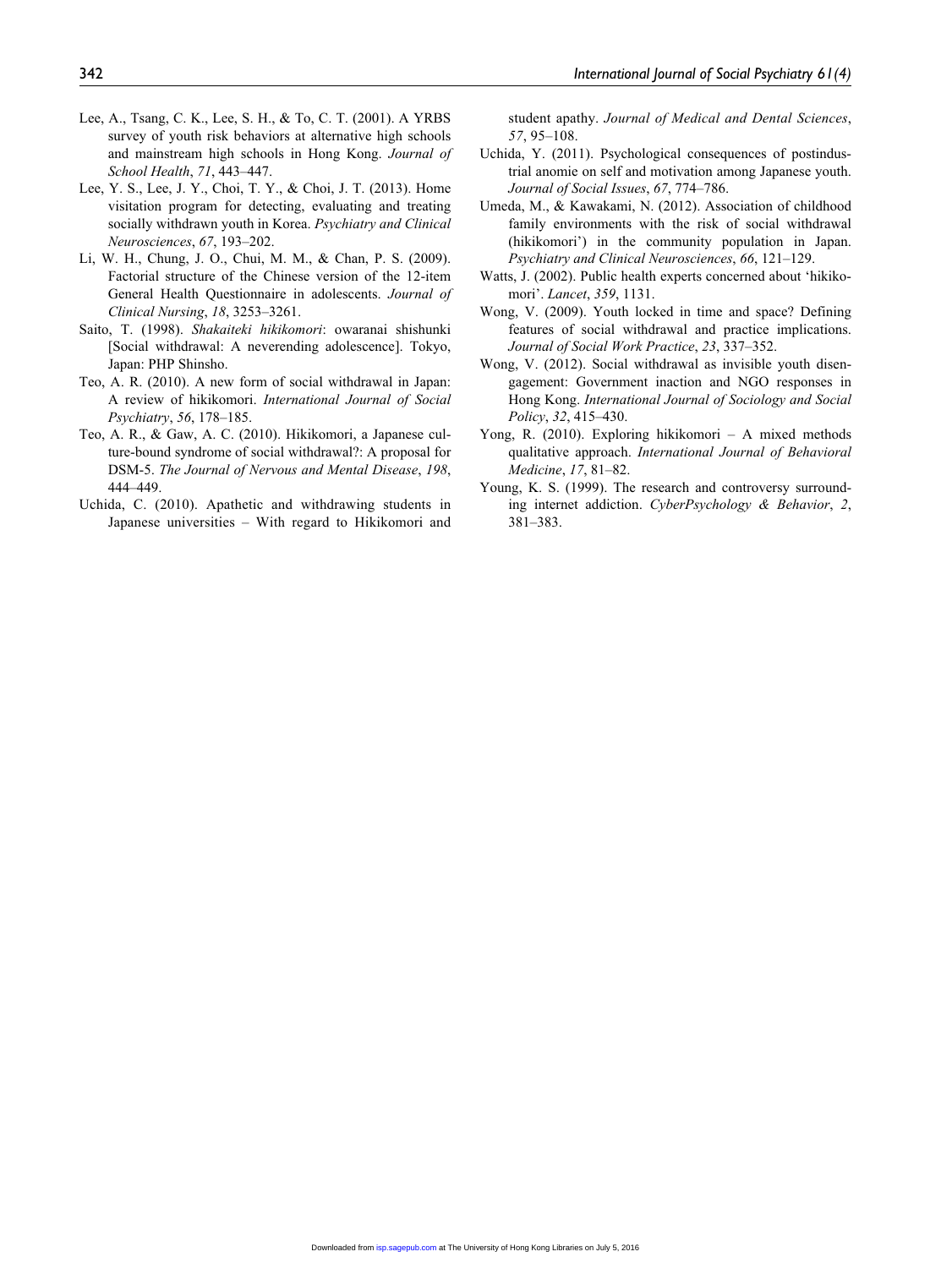Lee, A., Tsang, C. K., Lee, S. H., & To, C. T. (2001). A YRBS survey of youth risk behaviors at alternative high schools and mainstream high schools in Hong Kong. *Journal of School Health*, *71*, 443–447.

Lee, Y. S., Lee, J. Y., Choi, T. Y., & Choi, J. T. (2013). Home visitation program for detecting, evaluating and treating socially withdrawn youth in Korea. *Psychiatry and Clinical Neurosciences*, *67*, 193–202.

Li, W. H., Chung, J. O., Chui, M. M., & Chan, P. S. (2009). Factorial structure of the Chinese version of the 12-item General Health Questionnaire in adolescents. *Journal of Clinical Nursing*, *18*, 3253–3261.

Saito, T. (1998). *Shakaiteki hikikomori*: owaranai shishunki [Social withdrawal: A neverending adolescence]. Tokyo, Japan: PHP Shinsho.

Teo, A. R. (2010). A new form of social withdrawal in Japan: A review of hikikomori. *International Journal of Social Psychiatry*, *56*, 178–185.

Teo, A. R., & Gaw, A. C. (2010). Hikikomori, a Japanese culture-bound syndrome of social withdrawal?: A proposal for DSM-5. *The Journal of Nervous and Mental Disease*, *198*, 444–449.

Uchida, C. (2010). Apathetic and withdrawing students in Japanese universities – With regard to Hikikomori and student apathy. *Journal of Medical and Dental Sciences*, *57*, 95–108.

Uchida, Y. (2011). Psychological consequences of postindustrial anomie on self and motivation among Japanese youth. *Journal of Social Issues*, *67*, 774–786.

Umeda, M., & Kawakami, N. (2012). Association of childhood family environments with the risk of social withdrawal (hikikomori') in the community population in Japan. *Psychiatry and Clinical Neurosciences*, *66*, 121–129.

Watts, J. (2002). Public health experts concerned about 'hikikomori'. *Lancet*, *359*, 1131.

Wong, V. (2009). Youth locked in time and space? Defining features of social withdrawal and practice implications. *Journal of Social Work Practice*, *23*, 337–352.

Wong, V. (2012). Social withdrawal as invisible youth disengagement: Government inaction and NGO responses in Hong Kong. *International Journal of Sociology and Social Policy*, *32*, 415–430.

Yong, R. (2010). Exploring hikikomori – A mixed methods qualitative approach. *International Journal of Behavioral Medicine*, *17*, 81–82.

Young, K. S. (1999). The research and controversy surrounding internet addiction. *CyberPsychology & Behavior*, *2*, 381–383.